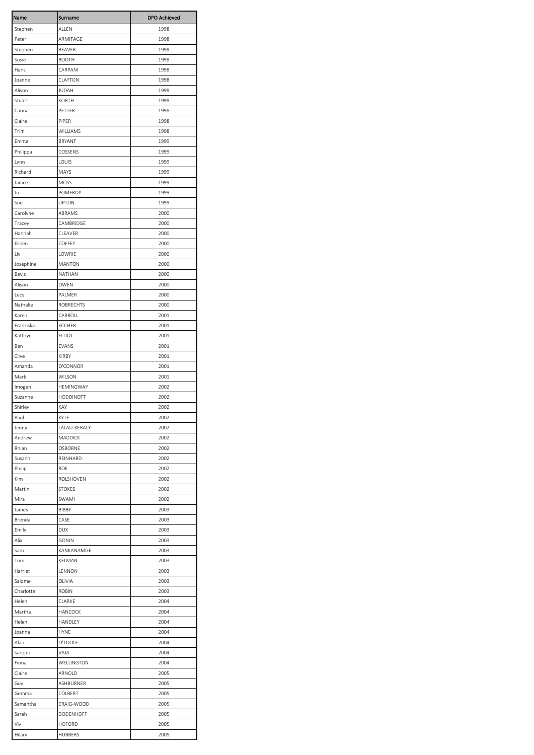| Name | Surname | DPO Achieved |
|---|---|---|
| Stephen | ALLEN | 1998 |
| Peter | ARMITAGE | 1998 |
| Stephen | BEAVER | 1998 |
| Susie | BOOTH | 1998 |
| Hans | CARPANI | 1998 |
| Joanne | CLAYTON | 1998 |
| Alison | JUDAH | 1998 |
| Stuart | KORTH | 1998 |
| Carina | PETTER | 1998 |
| Claire | PIPER | 1998 |
| Trim | WILLIAMS | 1998 |
| Emma | BRYANT | 1999 |
| Philippa | COSSENS | 1999 |
| Lynn | LOUIS | 1999 |
| Richard | MAYS | 1999 |
| Janice | MOSS | 1999 |
| Jo | POMEROY | 1999 |
| Sue | UPTON | 1999 |
| Carolyne | ABRAMS | 2000 |
| Tracey | CAMBRIDGE | 2000 |
| Hannah | CLEAVER | 2000 |
| Eileen | COFFEY | 2000 |
| Liv | LOWRIE | 2000 |
| Josephine | MANTON | 2000 |
| Bevis | NATHAN | 2000 |
| Alison | OWEN | 2000 |
| Lucy | PALMER | 2000 |
| Nathalie | ROBRECHTS | 2000 |
| Karen | CARROLL | 2001 |
| Franziska | ECCHER | 2001 |
| Kathryn | ELLIOT | 2001 |
| Ben | EVANS | 2001 |
| Clive | KIRBY | 2001 |
| Amanda | O'CONNOR | 2001 |
| Mark | WILSON | 2001 |
| Imogen | HEMINGWAY | 2002 |
| Suzanne | HODDINOTT | 2002 |
| Shirley | KAY | 2002 |
| Paul | KYTE | 2002 |
| Jenny | LALAU-KERALY | 2002 |
| Andrew | MADDICK | 2002 |
| Rhian | OSBORNE | 2002 |
| Susann | REINHARD | 2002 |
| Philip | ROE | 2002 |
| Kim | ROLSHOVEN | 2002 |
| Martin | STOKES | 2002 |
| Mira | SWAMI | 2002 |
| James | BIBBY | 2003 |
| Brenda | CASE | 2003 |
| Emily | DUX | 2003 |
| Alix | GONIN | 2003 |
| Sam | KANKANAMGE | 2003 |
| Tom | KELMAN | 2003 |
| Harriet | LENNON | 2003 |
| Salome | OLIVIA | 2003 |
| Charlotte | ROBIN | 2003 |
| Helen | CLARKE | 2004 |
| Martha | HANCOCK | 2004 |
| Helen | HANDLEY | 2004 |
| Joanna | HYNE | 2004 |
| Alan | O'TOOLE | 2004 |
| Sarojni | VAJA | 2004 |
| Fiona | WELLINGTON | 2004 |
| Claire | ARNOLD | 2005 |
| Guy | ASHBURNER | 2005 |
| Gemma | COLBERT | 2005 |
| Samantha | CRAIG-WOOD | 2005 |
| Sarah | DODENHOFF | 2005 |
| Viv | HOFORD | 2005 |
| Hilary | HUBBERS | 2005 |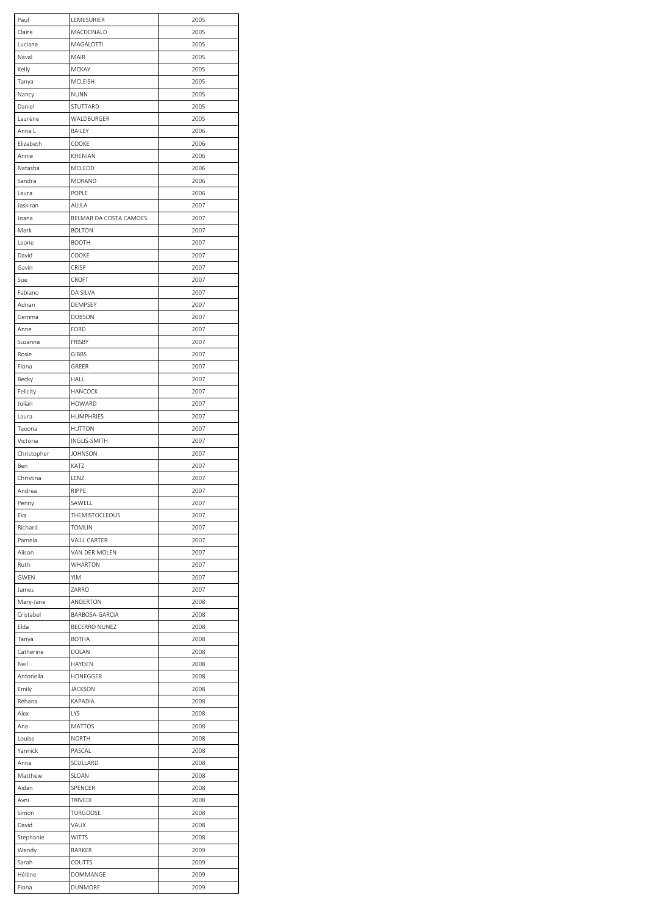| Paul | LEMESURIER | 2005 |
|---|---|---|
| Claire | MACDONALD | 2005 |
| Luciana | MAGALOTTI | 2005 |
| Naval | MAIR | 2005 |
| Kelly | MCKAY | 2005 |
| Tanya | MCLEISH | 2005 |
| Nancy | NUNN | 2005 |
| Daniel | STUTTARD | 2005 |
| Laurène | WALDBURGER | 2005 |
| Anna L | BAILEY | 2006 |
| Elizabeth | COOKE | 2006 |
| Annie | KHENIAN | 2006 |
| Natasha | MCLEOD | 2006 |
| Sandra | MORAND | 2006 |
| Laura | POPLE | 2006 |
| Jaskiran | AUJLA | 2007 |
| Joana | BELMAR DA COSTA CAMOES | 2007 |
| Mark | BOLTON | 2007 |
| Leone | BOOTH | 2007 |
| David | COOKE | 2007 |
| Gavin | CRISP | 2007 |
| Sue | CROFT | 2007 |
| Fabiano | DA SILVA | 2007 |
| Adrian | DEMPSEY | 2007 |
| Gemma | DOBSON | 2007 |
| Anne | FORD | 2007 |
| Suzanna | FRISBY | 2007 |
| Rosie | GIBBS | 2007 |
| Fiona | GREER | 2007 |
| Becky | HALL | 2007 |
| Felicity | HANCOCK | 2007 |
| Julian | HOWARD | 2007 |
| Laura | HUMPHRIES | 2007 |
| Taeona | HUTTON | 2007 |
| Victoria | INGLIS-SMITH | 2007 |
| Christopher | JOHNSON | 2007 |
| Ben | KATZ | 2007 |
| Christina | LENZ | 2007 |
| Andrea | RIPPE | 2007 |
| Penny | SAWELL | 2007 |
| Eva | THEMISTOCLEOUS | 2007 |
| Richard | TOMLIN | 2007 |
| Pamela | VAILL CARTER | 2007 |
| Alison | VAN DER MOLEN | 2007 |
| Ruth | WHARTON | 2007 |
| GWEN | YIM | 2007 |
| James | ZARRO | 2007 |
| Mary-Jane | ANDERTON | 2008 |
| Cristabel | BARBOSA-GARCIA | 2008 |
| Elda | BECERRO NUNEZ | 2008 |
| Tanya | BOTHA | 2008 |
| Catherine | DOLAN | 2008 |
| Neil | HAYDEN | 2008 |
| Antonella | HONEGGER | 2008 |
| Emily | JACKSON | 2008 |
| Rehana | KAPADIA | 2008 |
| Alex | LYS | 2008 |
| Ana | MATTOS | 2008 |
| Louise | NORTH | 2008 |
| Yannick | PASCAL | 2008 |
| Anna | SCULLARD | 2008 |
| Matthew | SLOAN | 2008 |
| Aidan | SPENCER | 2008 |
| Avni | TRIVEDI | 2008 |
| Simon | TURGOOSE | 2008 |
| David | VAUX | 2008 |
| Stephanie | WITTS | 2008 |
| Wendy | BARKER | 2009 |
| Sarah | COUTTS | 2009 |
| Hélène | DOMMANGE | 2009 |
| Fiona | DUNMORE | 2009 |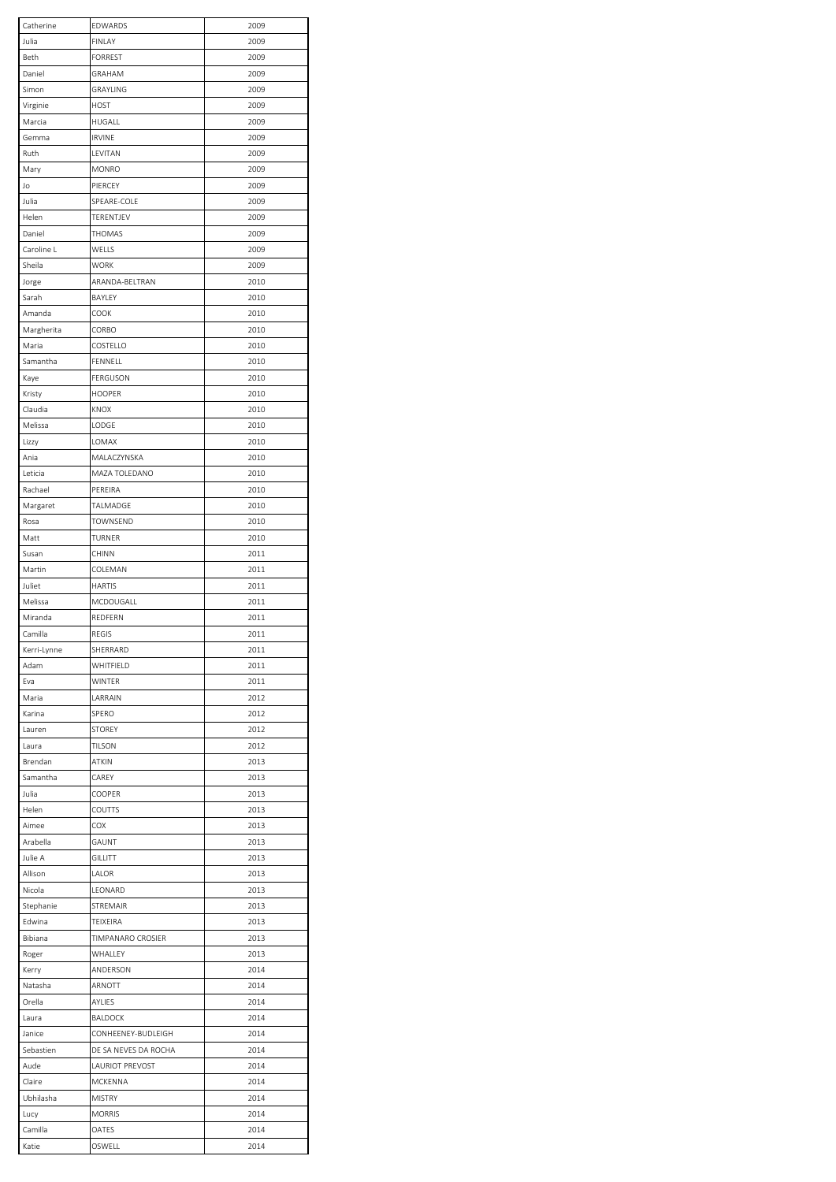| | | |
|---|---|---|
| Catherine | EDWARDS | 2009 |
| Julia | FINLAY | 2009 |
| Beth | FORREST | 2009 |
| Daniel | GRAHAM | 2009 |
| Simon | GRAYLING | 2009 |
| Virginie | HOST | 2009 |
| Marcia | HUGALL | 2009 |
| Gemma | IRVINE | 2009 |
| Ruth | LEVITAN | 2009 |
| Mary | MONRO | 2009 |
| Jo | PIERCEY | 2009 |
| Julia | SPEARE-COLE | 2009 |
| Helen | TERENTJEV | 2009 |
| Daniel | THOMAS | 2009 |
| Caroline L | WELLS | 2009 |
| Sheila | WORK | 2009 |
| Jorge | ARANDA-BELTRAN | 2010 |
| Sarah | BAYLEY | 2010 |
| Amanda | COOK | 2010 |
| Margherita | CORBO | 2010 |
| Maria | COSTELLO | 2010 |
| Samantha | FENNELL | 2010 |
| Kaye | FERGUSON | 2010 |
| Kristy | HOOPER | 2010 |
| Claudia | KNOX | 2010 |
| Melissa | LODGE | 2010 |
| Lizzy | LOMAX | 2010 |
| Ania | MALACZYNSKA | 2010 |
| Leticia | MAZA TOLEDANO | 2010 |
| Rachael | PEREIRA | 2010 |
| Margaret | TALMADGE | 2010 |
| Rosa | TOWNSEND | 2010 |
| Matt | TURNER | 2010 |
| Susan | CHINN | 2011 |
| Martin | COLEMAN | 2011 |
| Juliet | HARTIS | 2011 |
| Melissa | MCDOUGALL | 2011 |
| Miranda | REDFERN | 2011 |
| Camilla | REGIS | 2011 |
| Kerri-Lynne | SHERRARD | 2011 |
| Adam | WHITFIELD | 2011 |
| Eva | WINTER | 2011 |
| Maria | LARRAIN | 2012 |
| Karina | SPERO | 2012 |
| Lauren | STOREY | 2012 |
| Laura | TILSON | 2012 |
| Brendan | ATKIN | 2013 |
| Samantha | CAREY | 2013 |
| Julia | COOPER | 2013 |
| Helen | COUTTS | 2013 |
| Aimee | COX | 2013 |
| Arabella | GAUNT | 2013 |
| Julie A | GILLITT | 2013 |
| Allison | LALOR | 2013 |
| Nicola | LEONARD | 2013 |
| Stephanie | STREMAIR | 2013 |
| Edwina | TEIXEIRA | 2013 |
| Bibiana | TIMPANARO CROSIER | 2013 |
| Roger | WHALLEY | 2013 |
| Kerry | ANDERSON | 2014 |
| Natasha | ARNOTT | 2014 |
| Orella | AYLIES | 2014 |
| Laura | BALDOCK | 2014 |
| Janice | CONHEENEY-BUDLEIGH | 2014 |
| Sebastien | DE SA NEVES DA ROCHA | 2014 |
| Aude | LAURIOT PREVOST | 2014 |
| Claire | MCKENNA | 2014 |
| Ubhilasha | MISTRY | 2014 |
| Lucy | MORRIS | 2014 |
| Camilla | OATES | 2014 |
| Katie | OSWELL | 2014 |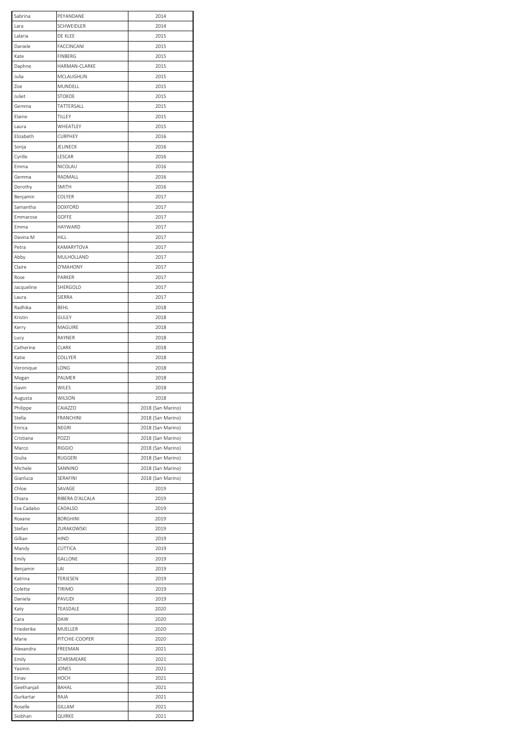| | | |
|---|---|---|
| Sabrina | PEYANDANE | 2014 |
| Lara | SCHWEIDLER | 2014 |
| Lalaria | DE KLEE | 2015 |
| Daniele | FACCINCANI | 2015 |
| Kate | FINBERG | 2015 |
| Daphne | HARMAN-CLARKE | 2015 |
| Julia | MCLAUGHLIN | 2015 |
| Zoe | MUNDELL | 2015 |
| Juliet | STOKOE | 2015 |
| Gemma | TATTERSALL | 2015 |
| Elaine | TILLEY | 2015 |
| Laura | WHEATLEY | 2015 |
| Elizabeth | CURPHEY | 2016 |
| Sonja | JELINECK | 2016 |
| Cyrille | LESCAR | 2016 |
| Emma | NICOLAU | 2016 |
| Gemma | RADMALL | 2016 |
| Dorothy | SMITH | 2016 |
| Benjamin | COLYER | 2017 |
| Samantha | DOXFORD | 2017 |
| Emmarose | GOFFE | 2017 |
| Emma | HAYWARD | 2017 |
| Davina M | HILL | 2017 |
| Petra | KAMARYTOVA | 2017 |
| Abby | MULHOLLAND | 2017 |
| Claire | O'MAHONY | 2017 |
| Rose | PARKER | 2017 |
| Jacqueline | SHERGOLD | 2017 |
| Laura | SIERRA | 2017 |
| Radhika | BEHL | 2018 |
| Kristin | GULEY | 2018 |
| Kerry | MAGUIRE | 2018 |
| Lucy | RAYNER | 2018 |
| Catherine | CLARK | 2018 |
| Katie | COLLYER | 2018 |
| Veronique | LONG | 2018 |
| Megan | PALMER | 2018 |
| Gavin | WILES | 2018 |
| Augusta | WILSON | 2018 |
| Philippe | CAIAZZO | 2018 (San Marino) |
| Stella | FRANCHINI | 2018 (San Marino) |
| Enrica | NEGRI | 2018 (San Marino) |
| Cristiana | POZZI | 2018 (San Marino) |
| Marco | RIGGIO | 2018 (San Marino) |
| Giulia | RUGGERI | 2018 (San Marino) |
| Michele | SANNINO | 2018 (San Marino) |
| Gianluca | SERAFINI | 2018 (San Marino) |
| Chloe | SAVAGE | 2019 |
| Chiara | RIBERA D'ALCALA | 2019 |
| Eva Cadalso | CADALSO | 2019 |
| Roxane | BORGHINI | 2019 |
| Stefan | ZURAKOWSKI | 2019 |
| Gillian | HIND | 2019 |
| Mandy | CUTTICA | 2019 |
| Emily | GALLONE | 2019 |
| Benjamin | LAI | 2019 |
| Katrina | TERJESEN | 2019 |
| Colette | TIRIMO | 2019 |
| Daniela | PAVLIDI | 2019 |
| Katy | TEASDALE | 2020 |
| Cara | DAW | 2020 |
| Friederike | MUELLER | 2020 |
| Marie | PITCHIE-COOPER | 2020 |
| Alexandra | FREEMAN | 2021 |
| Emily | STARSMEARE | 2021 |
| Yasmin | JONES | 2021 |
| Einav | HOCH | 2021 |
| Geethanjali | BAHAL | 2021 |
| Gurkartar | RAJA | 2021 |
| Roselle | GILLAM | 2021 |
| Siobhan | QUIRKE | 2021 |